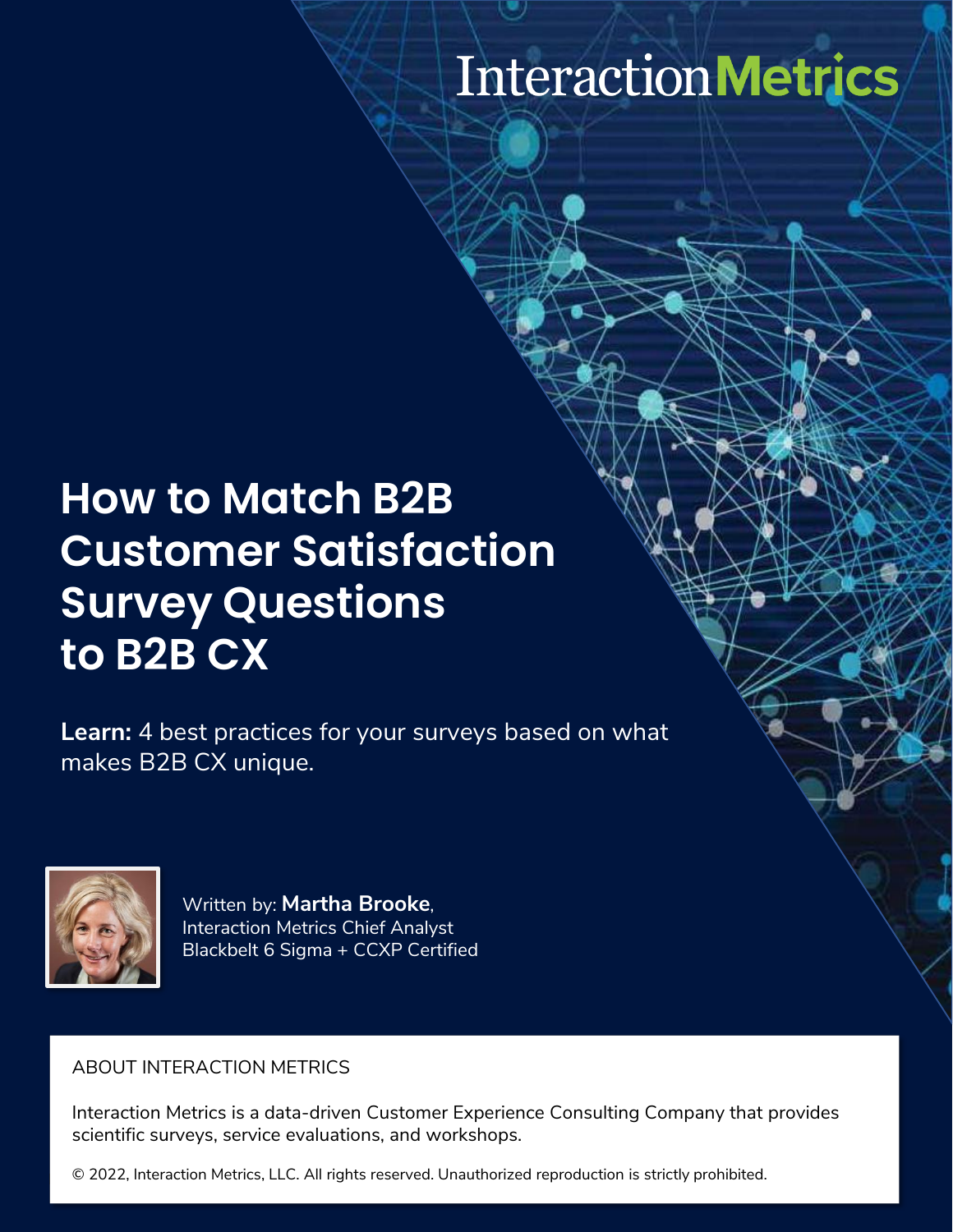InteractionMetrics

# How to Match B2B Customer Satisfaction Survey Questions to B2B CX

**Learn:** 4 best practices for your surveys based on what makes B2B CX unique.

Written by: **Martha Brooke**,
Interaction Metrics Chief Analyst
Blackbelt 6 Sigma + CCXP Certified

ABOUT INTERACTION METRICS

Interaction Metrics is a data-driven Customer Experience Consulting Company that provides scientific surveys, service evaluations, and workshops.

© 2022, Interaction Metrics, LLC. All rights reserved. Unauthorized reproduction is strictly prohibited.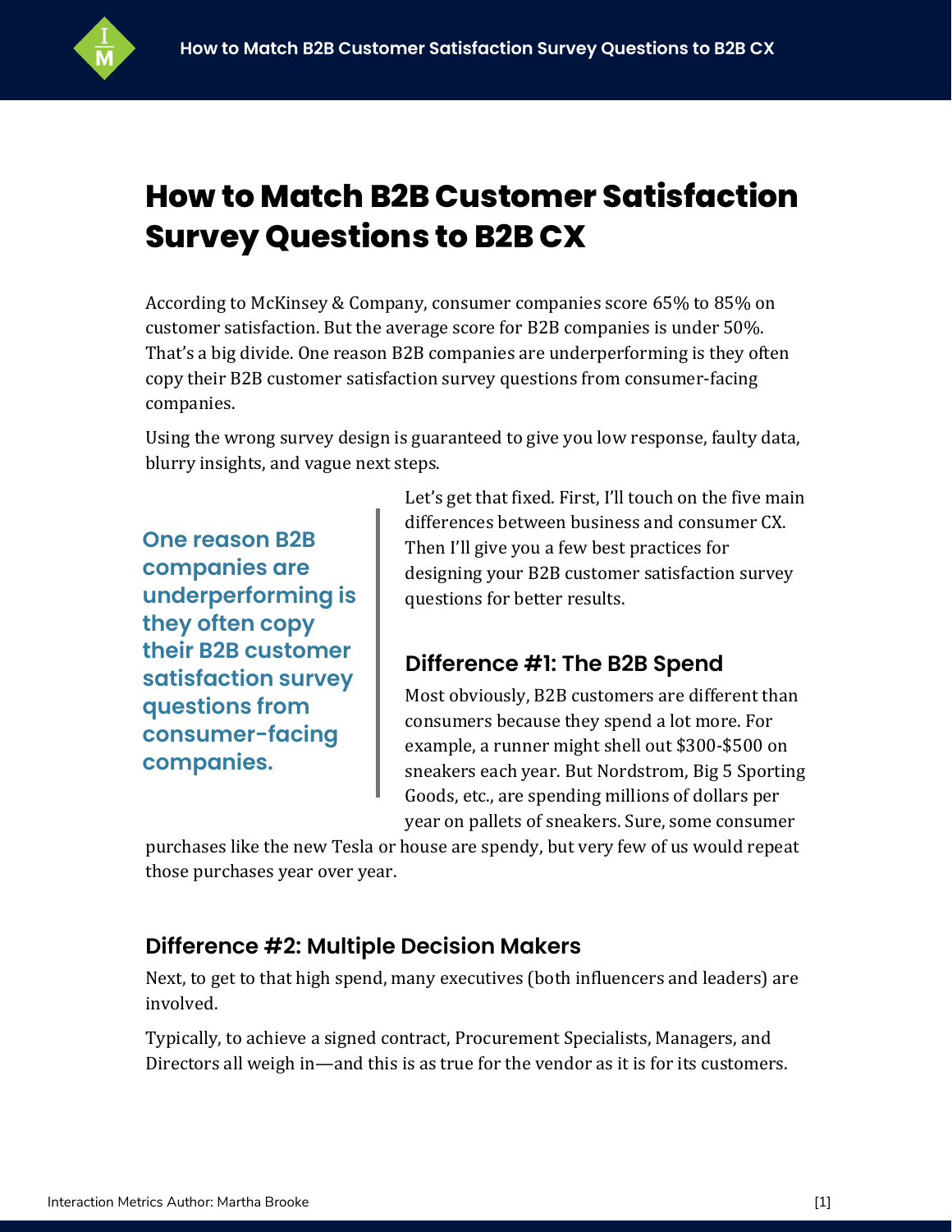# How to Match B2B Customer Satisfaction Survey Questions to B2B CX

According to McKinsey & Company, consumer companies score 65% to 85% on customer satisfaction. But the average score for B2B companies is under 50%. That's a big divide. One reason B2B companies are underperforming is they often copy their B2B customer satisfaction survey questions from consumer-facing companies.

Using the wrong survey design is guaranteed to give you low response, faulty data, blurry insights, and vague next steps.

> **One reason B2B companies are underperforming is they often copy their B2B customer satisfaction survey questions from consumer-facing companies.**

Let's get that fixed. First, I'll touch on the five main differences between business and consumer CX. Then I'll give you a few best practices for designing your B2B customer satisfaction survey questions for better results.

## Difference #1: The B2B Spend

Most obviously, B2B customers are different than consumers because they spend a lot more. For example, a runner might shell out $300-$500 on sneakers each year. But Nordstrom, Big 5 Sporting Goods, etc., are spending millions of dollars per year on pallets of sneakers. Sure, some consumer purchases like the new Tesla or house are spendy, but very few of us would repeat those purchases year over year.

## Difference #2: Multiple Decision Makers

Next, to get to that high spend, many executives (both influencers and leaders) are involved.

Typically, to achieve a signed contract, Procurement Specialists, Managers, and Directors all weigh in—and this is as true for the vendor as it is for its customers.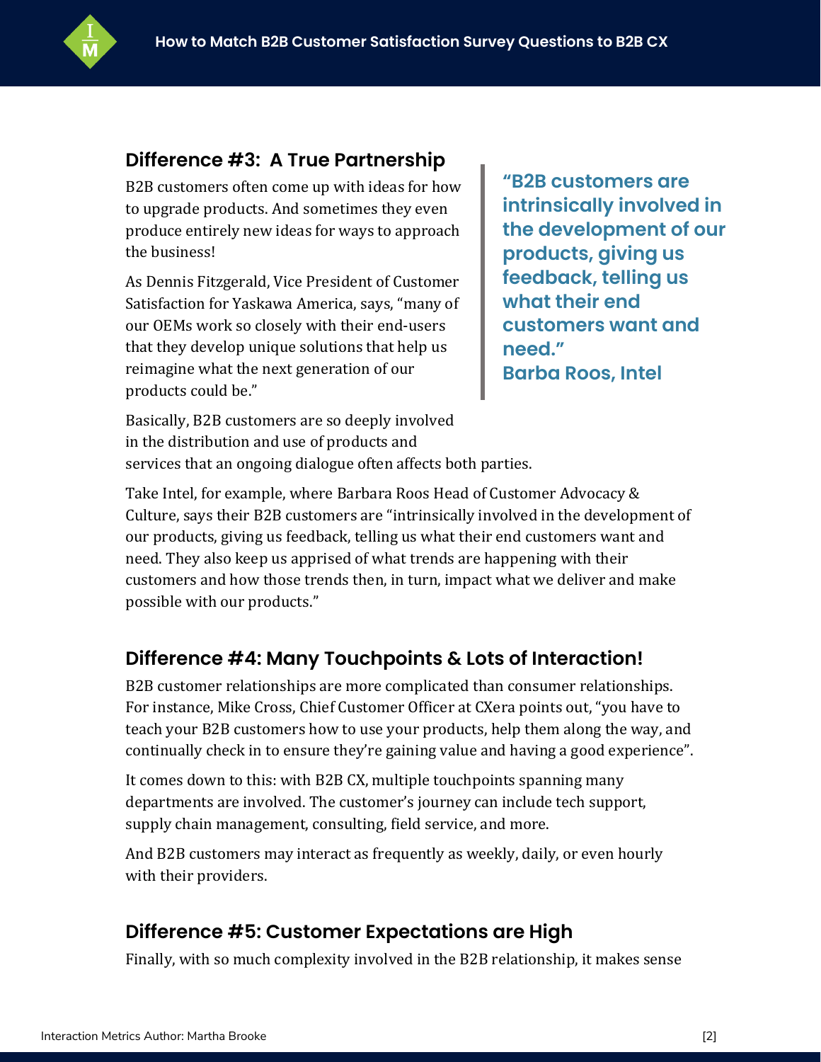## Difference #3: A True Partnership

B2B customers often come up with ideas for how to upgrade products. And sometimes they even produce entirely new ideas for ways to approach the business!

As Dennis Fitzgerald, Vice President of Customer Satisfaction for Yaskawa America, says, "many of our OEMs work so closely with their end-users that they develop unique solutions that help us reimagine what the next generation of our products could be."

> **"B2B customers are intrinsically involved in the development of our products, giving us feedback, telling us what their end customers want and need."**
> **Barba Roos, Intel**

Basically, B2B customers are so deeply involved in the distribution and use of products and services that an ongoing dialogue often affects both parties.

Take Intel, for example, where Barbara Roos Head of Customer Advocacy & Culture, says their B2B customers are "intrinsically involved in the development of our products, giving us feedback, telling us what their end customers want and need. They also keep us apprised of what trends are happening with their customers and how those trends then, in turn, impact what we deliver and make possible with our products."

## Difference #4: Many Touchpoints & Lots of Interaction!

B2B customer relationships are more complicated than consumer relationships. For instance, Mike Cross, Chief Customer Officer at CXera points out, "you have to teach your B2B customers how to use your products, help them along the way, and continually check in to ensure they're gaining value and having a good experience".

It comes down to this: with B2B CX, multiple touchpoints spanning many departments are involved. The customer's journey can include tech support, supply chain management, consulting, field service, and more.

And B2B customers may interact as frequently as weekly, daily, or even hourly with their providers.

## Difference #5: Customer Expectations are High

Finally, with so much complexity involved in the B2B relationship, it makes sense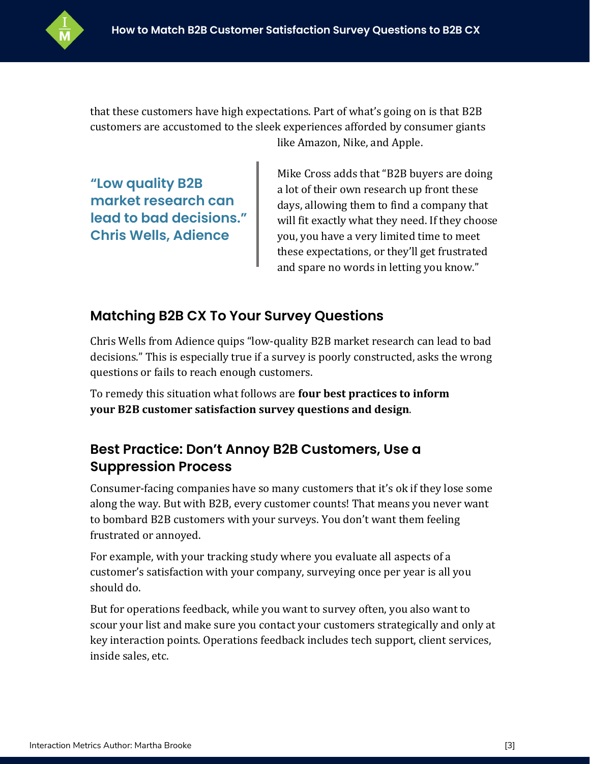that these customers have high expectations. Part of what's going on is that B2B customers are accustomed to the sleek experiences afforded by consumer giants like Amazon, Nike, and Apple.

> **"Low quality B2B market research can lead to bad decisions." Chris Wells, Adience**

Mike Cross adds that "B2B buyers are doing a lot of their own research up front these days, allowing them to find a company that will fit exactly what they need. If they choose you, you have a very limited time to meet these expectations, or they'll get frustrated and spare no words in letting you know."

## Matching B2B CX To Your Survey Questions

Chris Wells from Adience quips "low-quality B2B market research can lead to bad decisions." This is especially true if a survey is poorly constructed, asks the wrong questions or fails to reach enough customers.

To remedy this situation what follows are **four best practices to inform your B2B customer satisfaction survey questions and design**.

## Best Practice: Don't Annoy B2B Customers, Use a Suppression Process

Consumer-facing companies have so many customers that it's ok if they lose some along the way. But with B2B, every customer counts! That means you never want to bombard B2B customers with your surveys. You don't want them feeling frustrated or annoyed.

For example, with your tracking study where you evaluate all aspects of a customer's satisfaction with your company, surveying once per year is all you should do.

But for operations feedback, while you want to survey often, you also want to scour your list and make sure you contact your customers strategically and only at key interaction points. Operations feedback includes tech support, client services, inside sales, etc.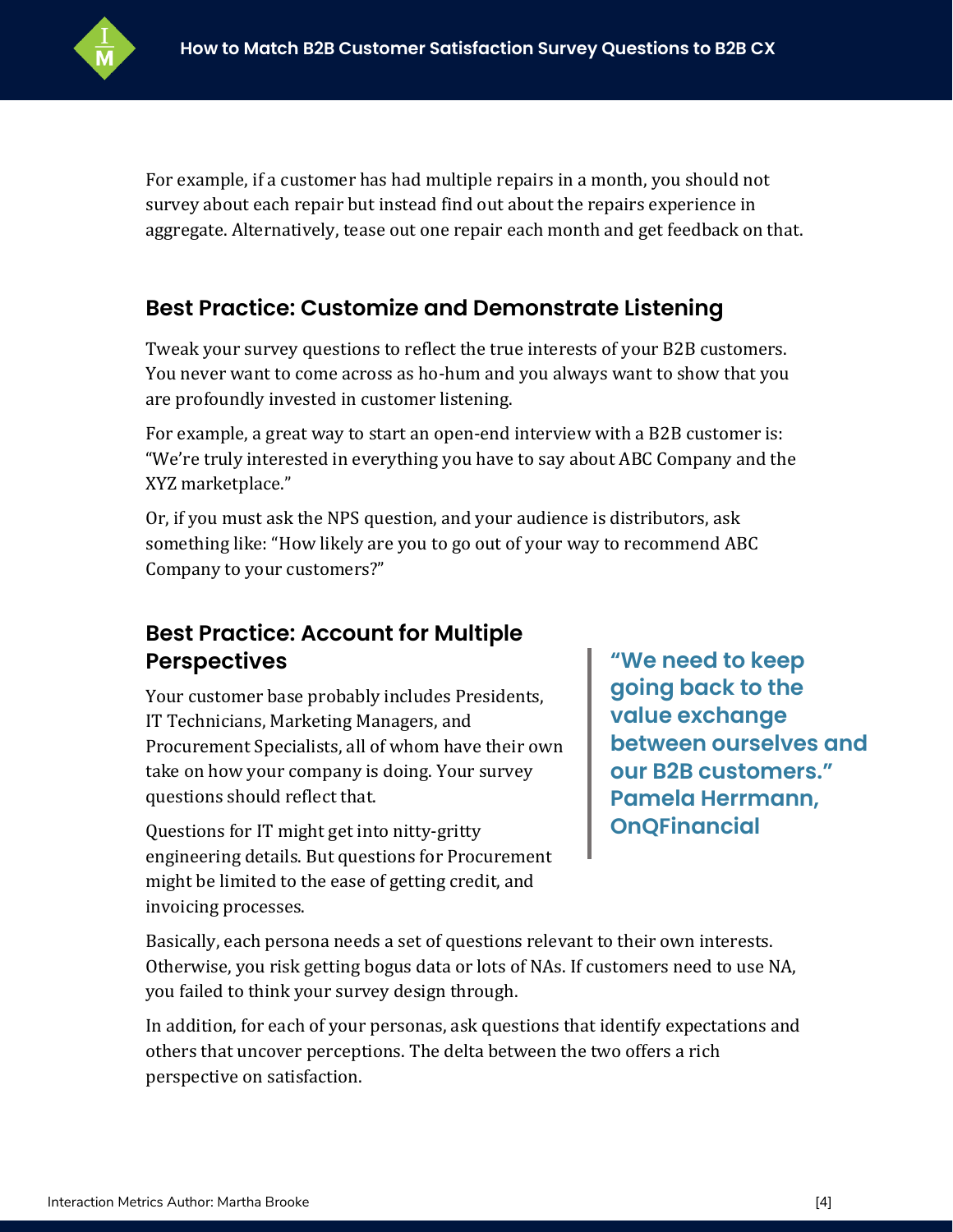For example, if a customer has had multiple repairs in a month, you should not survey about each repair but instead find out about the repairs experience in aggregate. Alternatively, tease out one repair each month and get feedback on that.

## Best Practice: Customize and Demonstrate Listening

Tweak your survey questions to reflect the true interests of your B2B customers. You never want to come across as ho-hum and you always want to show that you are profoundly invested in customer listening.

For example, a great way to start an open-end interview with a B2B customer is: "We're truly interested in everything you have to say about ABC Company and the XYZ marketplace."

Or, if you must ask the NPS question, and your audience is distributors, ask something like: "How likely are you to go out of your way to recommend ABC Company to your customers?"

## Best Practice: Account for Multiple Perspectives

Your customer base probably includes Presidents, IT Technicians, Marketing Managers, and Procurement Specialists, all of whom have their own take on how your company is doing. Your survey questions should reflect that.

Questions for IT might get into nitty-gritty engineering details. But questions for Procurement might be limited to the ease of getting credit, and invoicing processes.

> **"We need to keep going back to the value exchange between ourselves and our B2B customers." Pamela Herrmann, OnQFinancial**

Basically, each persona needs a set of questions relevant to their own interests. Otherwise, you risk getting bogus data or lots of NAs. If customers need to use NA, you failed to think your survey design through.

In addition, for each of your personas, ask questions that identify expectations and others that uncover perceptions. The delta between the two offers a rich perspective on satisfaction.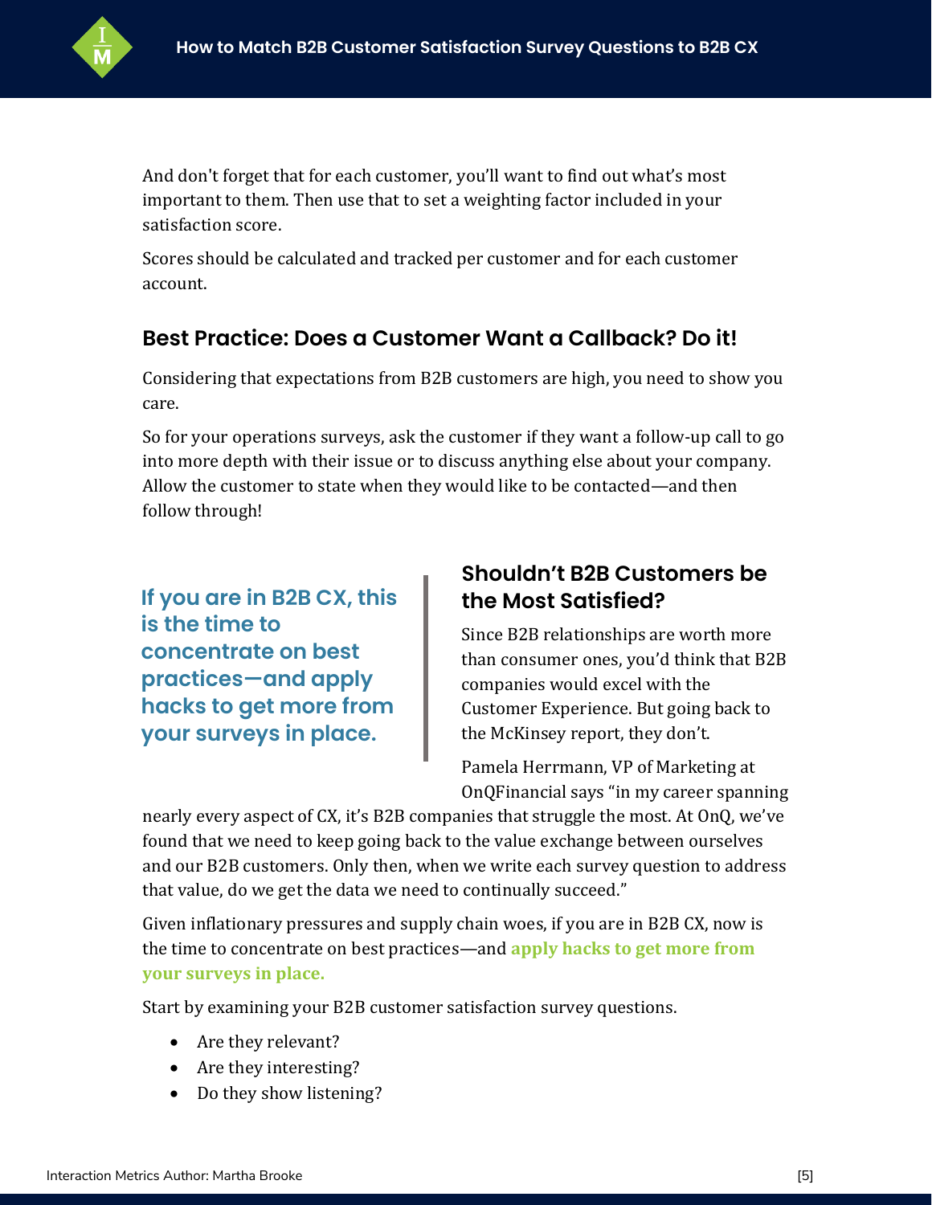And don't forget that for each customer, you'll want to find out what's most important to them. Then use that to set a weighting factor included in your satisfaction score.

Scores should be calculated and tracked per customer and for each customer account.

## Best Practice: Does a Customer Want a Callback? Do it!

Considering that expectations from B2B customers are high, you need to show you care.

So for your operations surveys, ask the customer if they want a follow-up call to go into more depth with their issue or to discuss anything else about your company. Allow the customer to state when they would like to be contacted—and then follow through!

> **If you are in B2B CX, this is the time to concentrate on best practices—and apply hacks to get more from your surveys in place.**

## Shouldn't B2B Customers be the Most Satisfied?

Since B2B relationships are worth more than consumer ones, you'd think that B2B companies would excel with the Customer Experience. But going back to the McKinsey report, they don't.

Pamela Herrmann, VP of Marketing at OnQFinancial says "in my career spanning nearly every aspect of CX, it's B2B companies that struggle the most. At OnQ, we've found that we need to keep going back to the value exchange between ourselves and our B2B customers. Only then, when we write each survey question to address that value, do we get the data we need to continually succeed."

Given inflationary pressures and supply chain woes, if you are in B2B CX, now is the time to concentrate on best practices—and **apply hacks to get more from your surveys in place.**

Start by examining your B2B customer satisfaction survey questions.

- Are they relevant?
- Are they interesting?
- Do they show listening?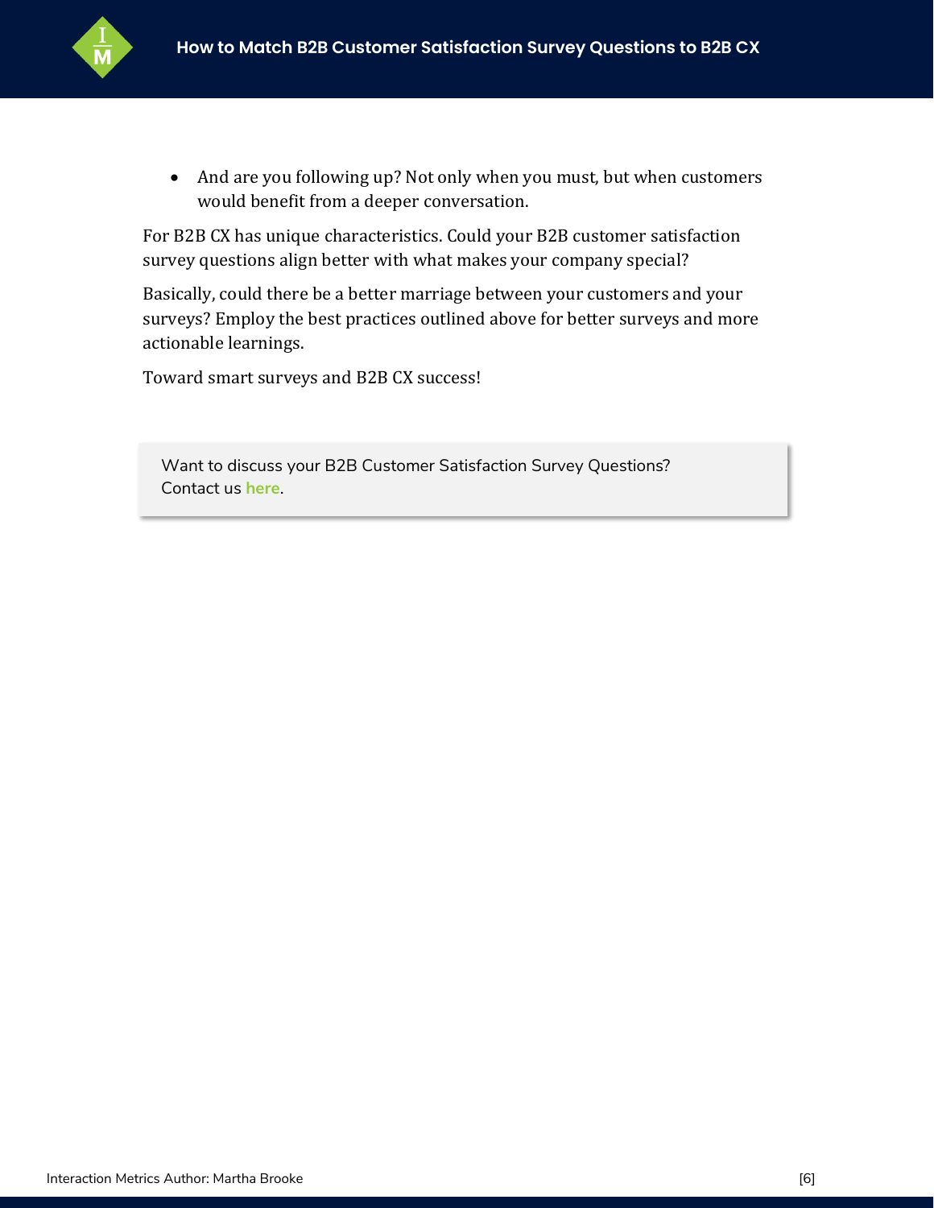- And are you following up? Not only when you must, but when customers would benefit from a deeper conversation.

For B2B CX has unique characteristics. Could your B2B customer satisfaction survey questions align better with what makes your company special?

Basically, could there be a better marriage between your customers and your surveys? Employ the best practices outlined above for better surveys and more actionable learnings.

Toward smart surveys and B2B CX success!

> Want to discuss your B2B Customer Satisfaction Survey Questions? Contact us **here**.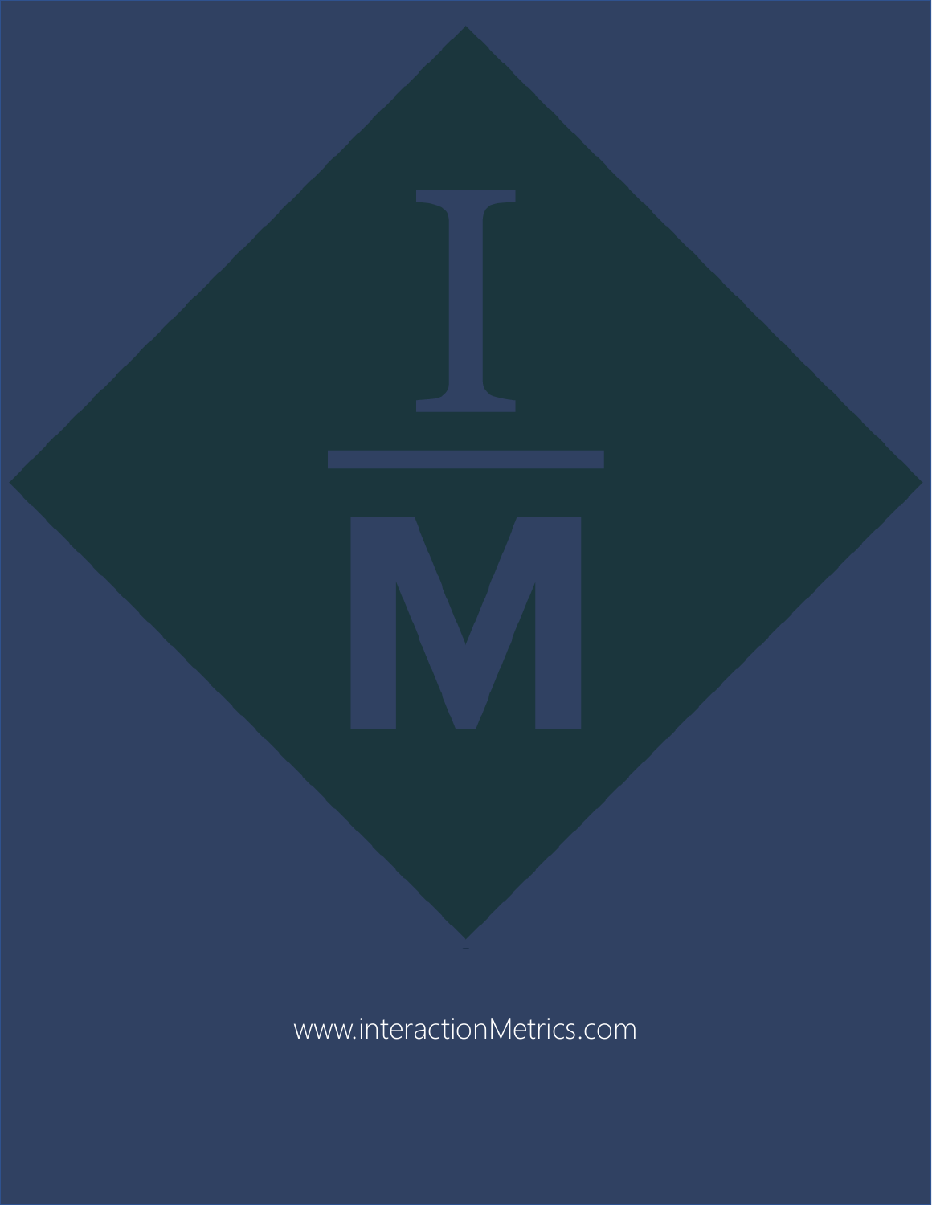I

M

www.interactionMetrics.com